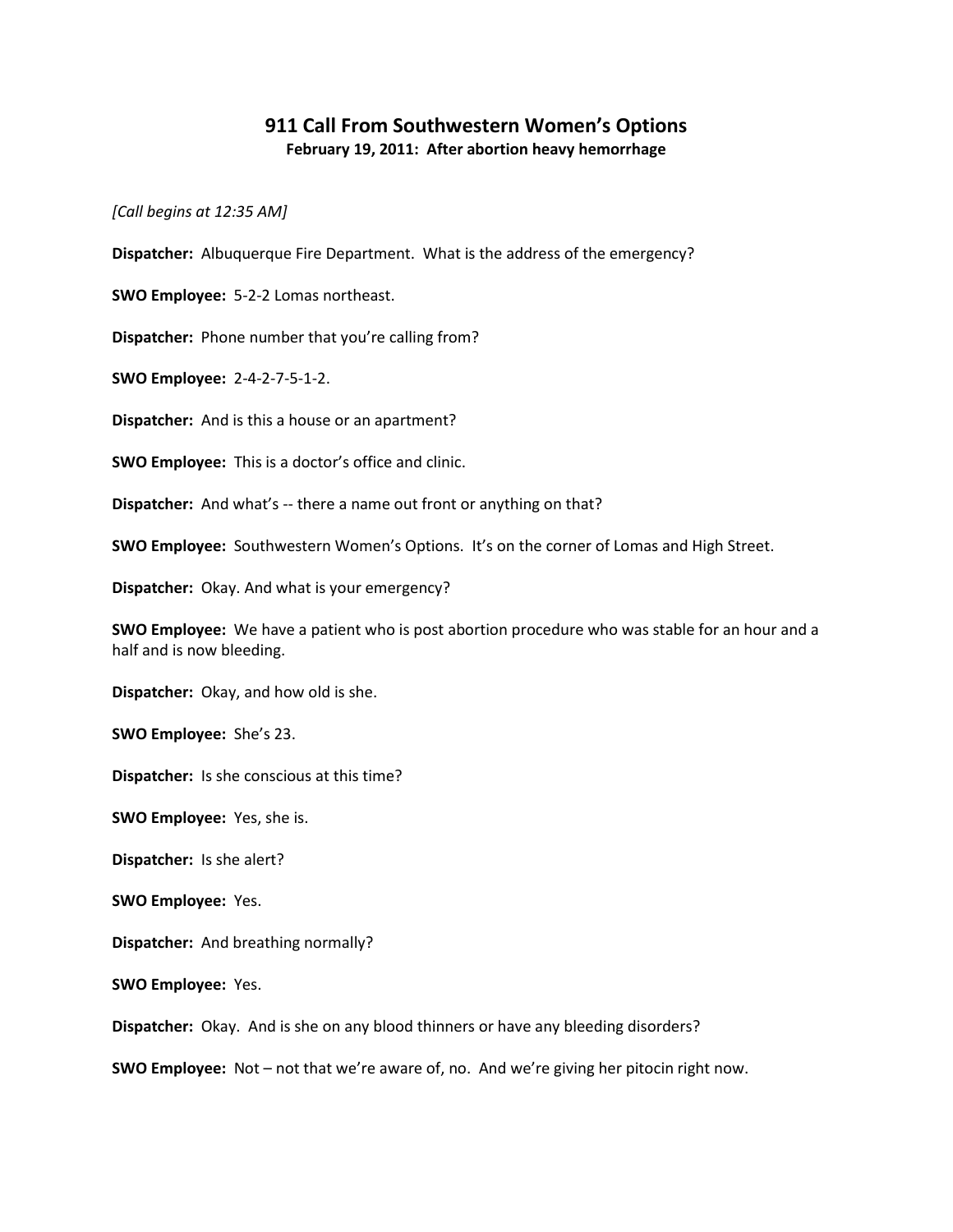# 911 Call From Southwestern Women's Options

**February 19, 2011: After abortion heavy hemorrhage**

*[Call begins at 12:35 AM]*

**Dispatcher:** Albuquerque Fire Department. What is the address of the emergency?

**SWO Employee:** 5-2-2 Lomas northeast.

**Dispatcher:** Phone number that you're calling from?

**SWO Employee:** 2-4-2-7-5-1-2.

**Dispatcher:** And is this a house or an apartment?

**SWO Employee:** This is a doctor's office and clinic.

**Dispatcher:** And what's -- there a name out front or anything on that?

**SWO Employee:** Southwestern Women's Options. It's on the corner of Lomas and High Street.

**Dispatcher:** Okay. And what is your emergency?

**SWO Employee:** We have a patient who is post abortion procedure who was stable for an hour and a half and is now bleeding.

**Dispatcher:** Okay, and how old is she.

**SWO Employee:** She's 23.

**Dispatcher:** Is she conscious at this time?

**SWO Employee:** Yes, she is.

**Dispatcher:** Is she alert?

**SWO Employee:** Yes.

**Dispatcher:** And breathing normally?

**SWO Employee:** Yes.

**Dispatcher:** Okay. And is she on any blood thinners or have any bleeding disorders?

**SWO Employee:** Not – not that we're aware of, no. And we're giving her pitocin right now.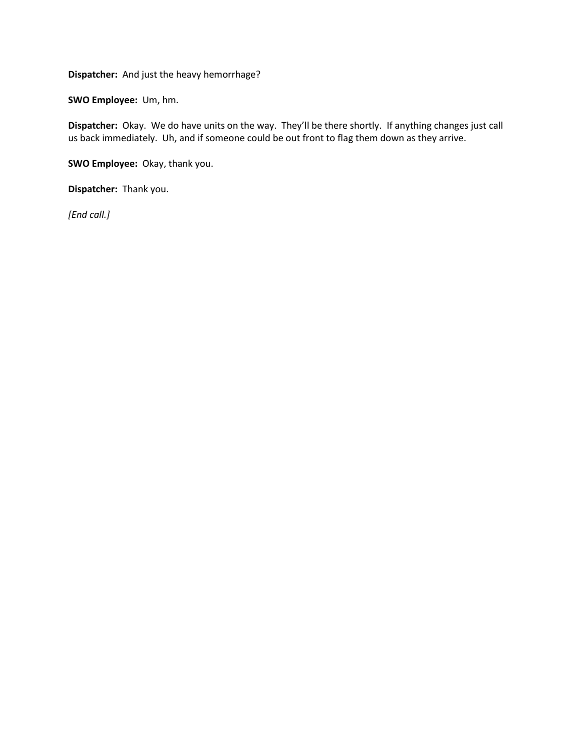**Dispatcher:** And just the heavy hemorrhage?

**SWO Employee:** Um, hm.

**Dispatcher:** Okay. We do have units on the way. They'll be there shortly. If anything changes just call us back immediately. Uh, and if someone could be out front to flag them down as they arrive.

**SWO Employee:** Okay, thank you.

**Dispatcher:** Thank you.

*[End call.]*